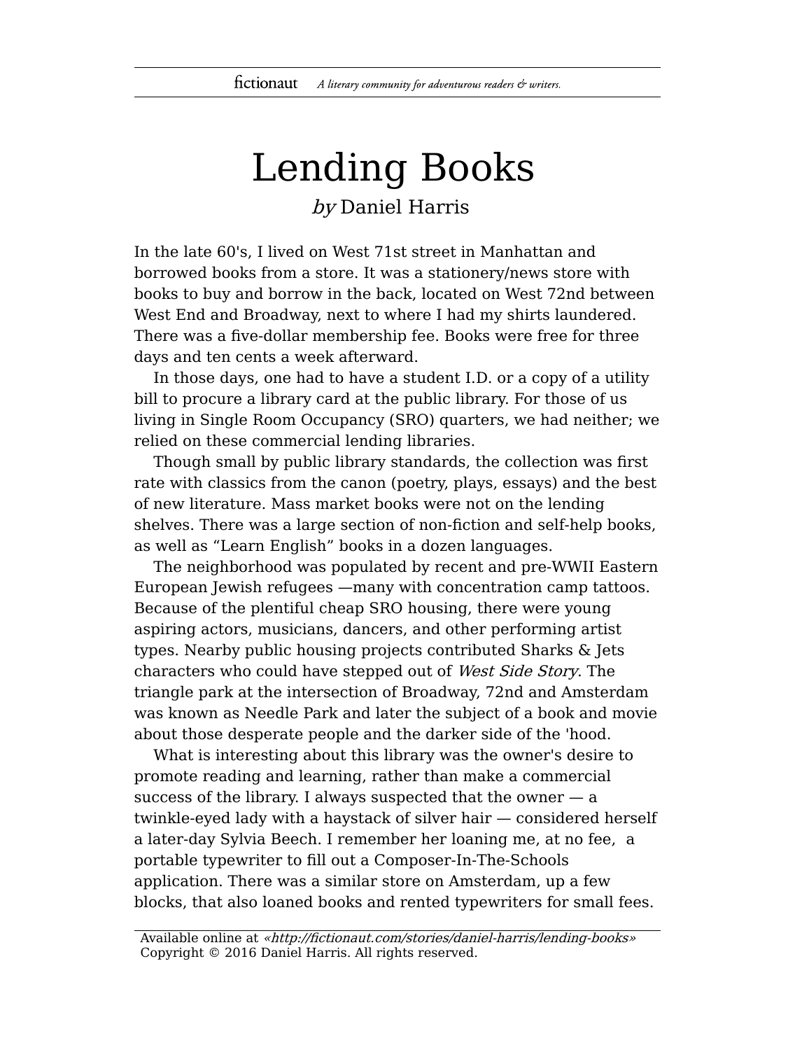# Lending Books

*by* Daniel Harris

In the late 60's, I lived on West 71st street in Manhattan and borrowed books from a store. It was a stationery/news store with books to buy and borrow in the back, located on West 72nd between West End and Broadway, next to where I had my shirts laundered. There was a five-dollar membership fee. Books were free for three days and ten cents a week afterward.

In those days, one had to have a student I.D. or a copy of a utility bill to procure a library card at the public library. For those of us living in Single Room Occupancy (SRO) quarters, we had neither; we relied on these commercial lending libraries.

Though small by public library standards, the collection was first rate with classics from the canon (poetry, plays, essays) and the best of new literature. Mass market books were not on the lending shelves. There was a large section of non-fiction and self-help books, as well as "Learn English" books in a dozen languages.

The neighborhood was populated by recent and pre-WWII Eastern European Jewish refugees —many with concentration camp tattoos. Because of the plentiful cheap SRO housing, there were young aspiring actors, musicians, dancers, and other performing artist types. Nearby public housing projects contributed Sharks & Jets characters who could have stepped out of *West Side Story*. The triangle park at the intersection of Broadway, 72nd and Amsterdam was known as Needle Park and later the subject of a book and movie about those desperate people and the darker side of the 'hood.

What is interesting about this library was the owner's desire to promote reading and learning, rather than make a commercial success of the library. I always suspected that the owner — a twinkle-eyed lady with a haystack of silver hair — considered herself a later-day Sylvia Beech. I remember her loaning me, at no fee, a portable typewriter to fill out a Composer-In-The-Schools application. There was a similar store on Amsterdam, up a few blocks, that also loaned books and rented typewriters for small fees.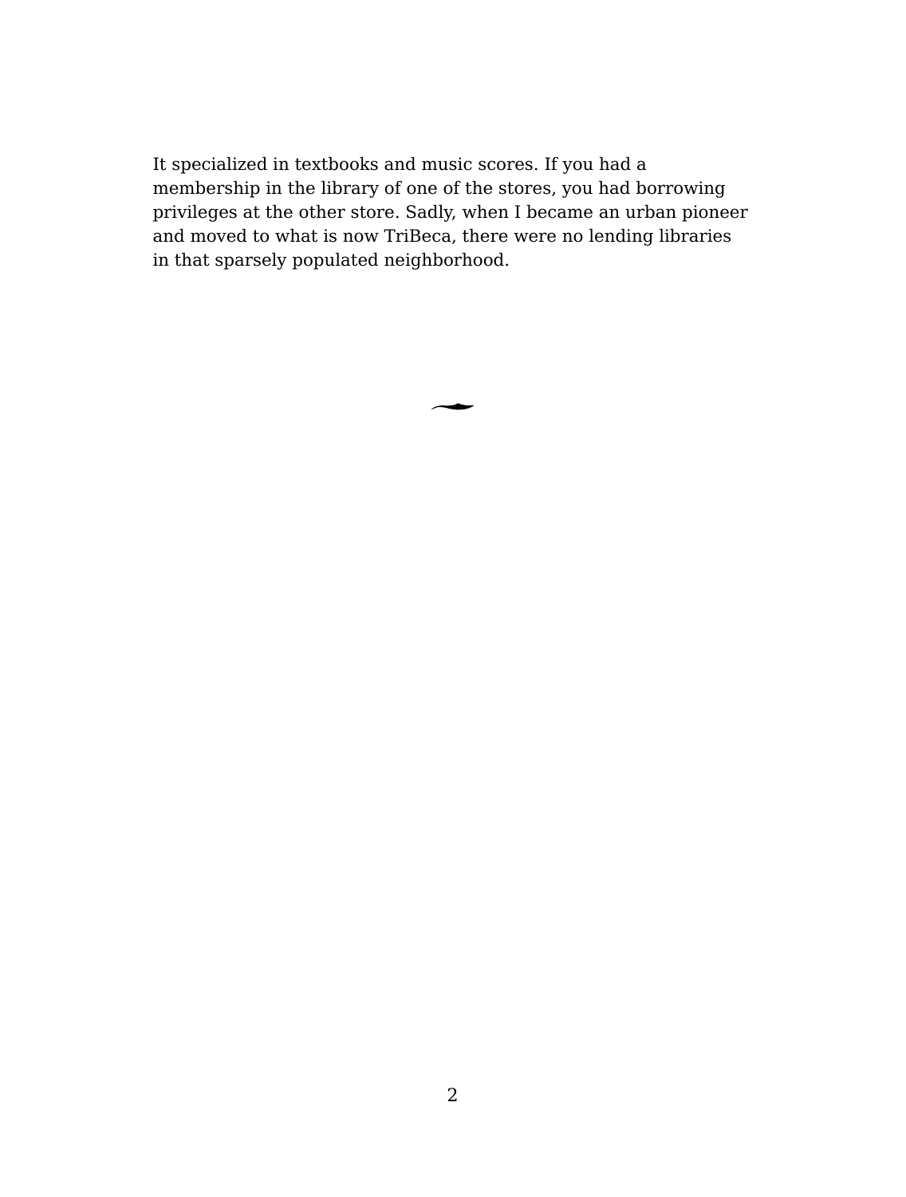It specialized in textbooks and music scores. If you had a membership in the library of one of the stores, you had borrowing privileges at the other store. Sadly, when I became an urban pioneer and moved to what is now TriBeca, there were no lending libraries in that sparsely populated neighborhood.